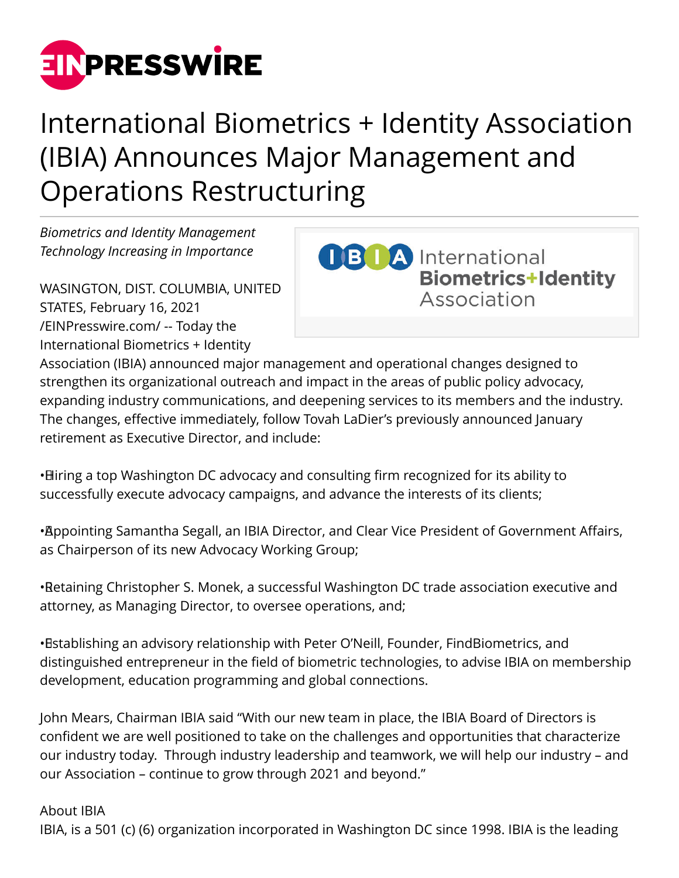# International Biometrics + Identity Association (IBIA) Announces Major Management and Operations Restructuring

*Biometrics and Identity Management Technology Increasing in Importance*

WASINGTON, DIST. COLUMBIA, UNITED STATES, February 16, 2021 /EINPresswire.com/ -- Today the International Biometrics + Identity Association (IBIA) announced major management and operational changes designed to strengthen its organizational outreach and impact in the areas of public policy advocacy, expanding industry communications, and deepening services to its members and the industry. The changes, effective immediately, follow Tovah LaDier's previously announced January retirement as Executive Director, and include:

• Hiring a top Washington DC advocacy and consulting firm recognized for its ability to successfully execute advocacy campaigns, and advance the interests of its clients;

• Appointing Samantha Segall, an IBIA Director, and Clear Vice President of Government Affairs, as Chairperson of its new Advocacy Working Group;

• Retaining Christopher S. Monek, a successful Washington DC trade association executive and attorney, as Managing Director, to oversee operations, and;

• Establishing an advisory relationship with Peter O'Neill, Founder, FindBiometrics, and distinguished entrepreneur in the field of biometric technologies, to advise IBIA on membership development, education programming and global connections.

John Mears, Chairman IBIA said "With our new team in place, the IBIA Board of Directors is confident we are well positioned to take on the challenges and opportunities that characterize our industry today. Through industry leadership and teamwork, we will help our industry – and our Association – continue to grow through 2021 and beyond."

About IBIA
IBIA, is a 501 (c) (6) organization incorporated in Washington DC since 1998. IBIA is the leading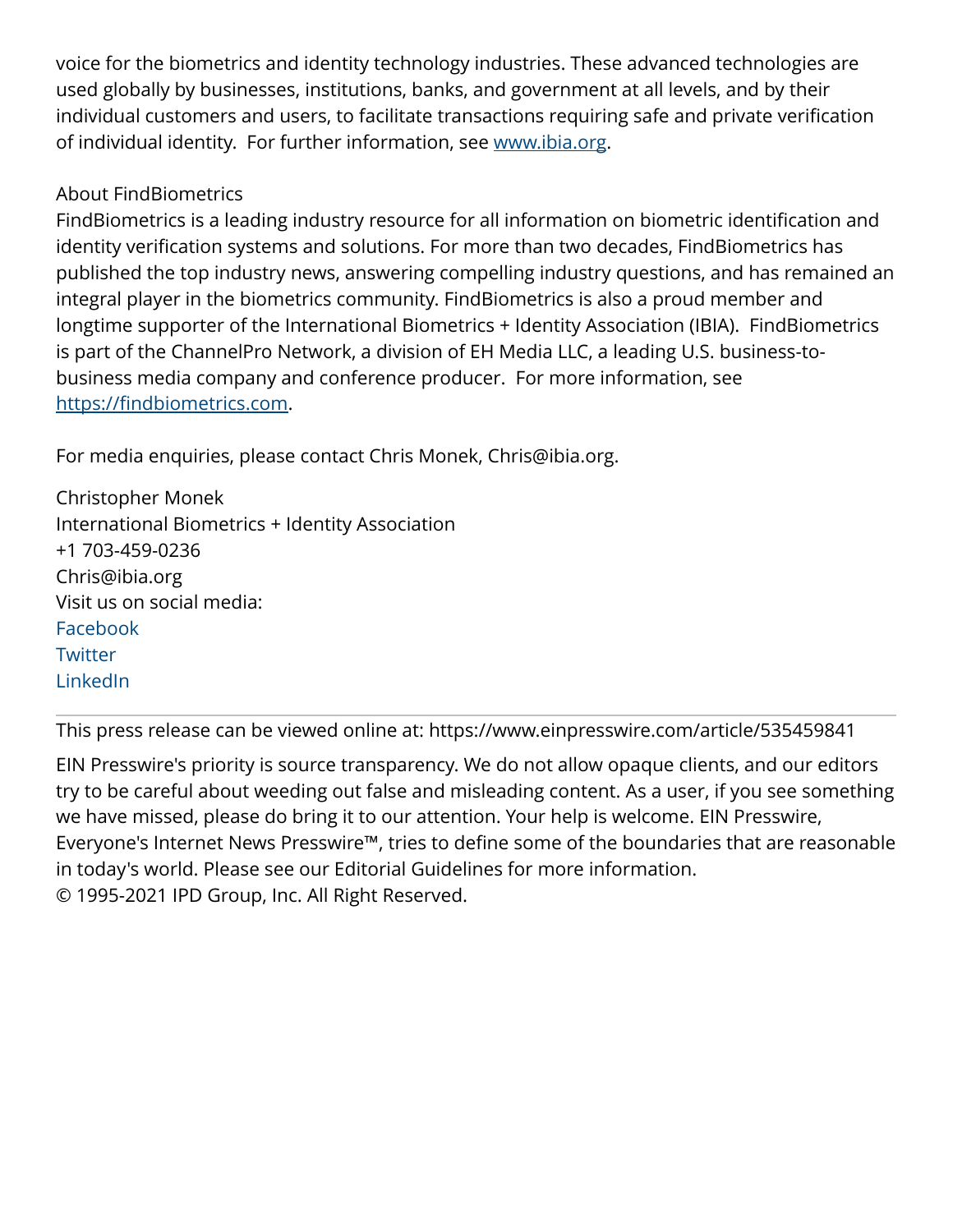voice for the biometrics and identity technology industries. These advanced technologies are used globally by businesses, institutions, banks, and government at all levels, and by their individual customers and users, to facilitate transactions requiring safe and private verification of individual identity.  For further information, see [www.ibia.org](www.ibia.org).

About FindBiometrics

FindBiometrics is a leading industry resource for all information on biometric identification and identity verification systems and solutions. For more than two decades, FindBiometrics has published the top industry news, answering compelling industry questions, and has remained an integral player in the biometrics community. FindBiometrics is also a proud member and longtime supporter of the International Biometrics + Identity Association (IBIA).  FindBiometrics is part of the ChannelPro Network, a division of EH Media LLC, a leading U.S. business-to-business media company and conference producer.  For more information, see [https://findbiometrics.com](https://findbiometrics.com).

For media enquiries, please contact Chris Monek, Chris@ibia.org.

Christopher Monek
International Biometrics + Identity Association
+1 703-459-0236
Chris@ibia.org
Visit us on social media:
Facebook
Twitter
LinkedIn

---

This press release can be viewed online at: https://www.einpresswire.com/article/535459841

EIN Presswire's priority is source transparency. We do not allow opaque clients, and our editors try to be careful about weeding out false and misleading content. As a user, if you see something we have missed, please do bring it to our attention. Your help is welcome. EIN Presswire, Everyone's Internet News Presswire™, tries to define some of the boundaries that are reasonable in today's world. Please see our Editorial Guidelines for more information.
© 1995-2021 IPD Group, Inc. All Right Reserved.